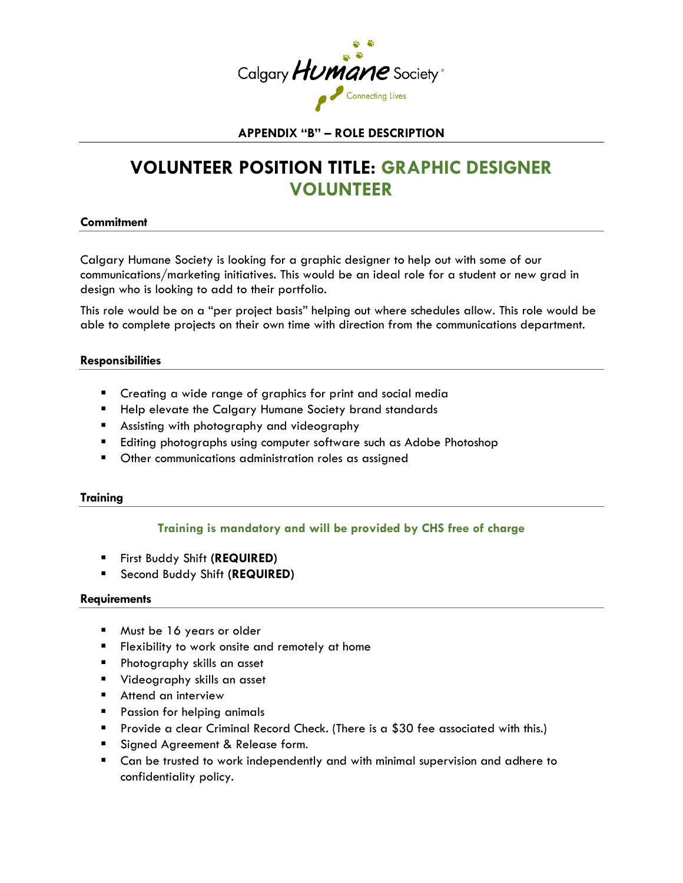Calgary Humane Society® Connecting Lives

**APPENDIX "B" – ROLE DESCRIPTION**

# VOLUNTEER POSITION TITLE: GRAPHIC DESIGNER VOLUNTEER

## Commitment

Calgary Humane Society is looking for a graphic designer to help out with some of our communications/marketing initiatives. This would be an ideal role for a student or new grad in design who is looking to add to their portfolio.

This role would be on a "per project basis" helping out where schedules allow. This role would be able to complete projects on their own time with direction from the communications department.

## Responsibilities

- Creating a wide range of graphics for print and social media
- Help elevate the Calgary Humane Society brand standards
- Assisting with photography and videography
- Editing photographs using computer software such as Adobe Photoshop
- Other communications administration roles as assigned

## Training

**Training is mandatory and will be provided by CHS free of charge**

- First Buddy Shift **(REQUIRED)**
- Second Buddy Shift **(REQUIRED)**

## Requirements

- Must be 16 years or older
- Flexibility to work onsite and remotely at home
- Photography skills an asset
- Videography skills an asset
- Attend an interview
- Passion for helping animals
- Provide a clear Criminal Record Check. (There is a $30 fee associated with this.)
- Signed Agreement & Release form.
- Can be trusted to work independently and with minimal supervision and adhere to confidentiality policy.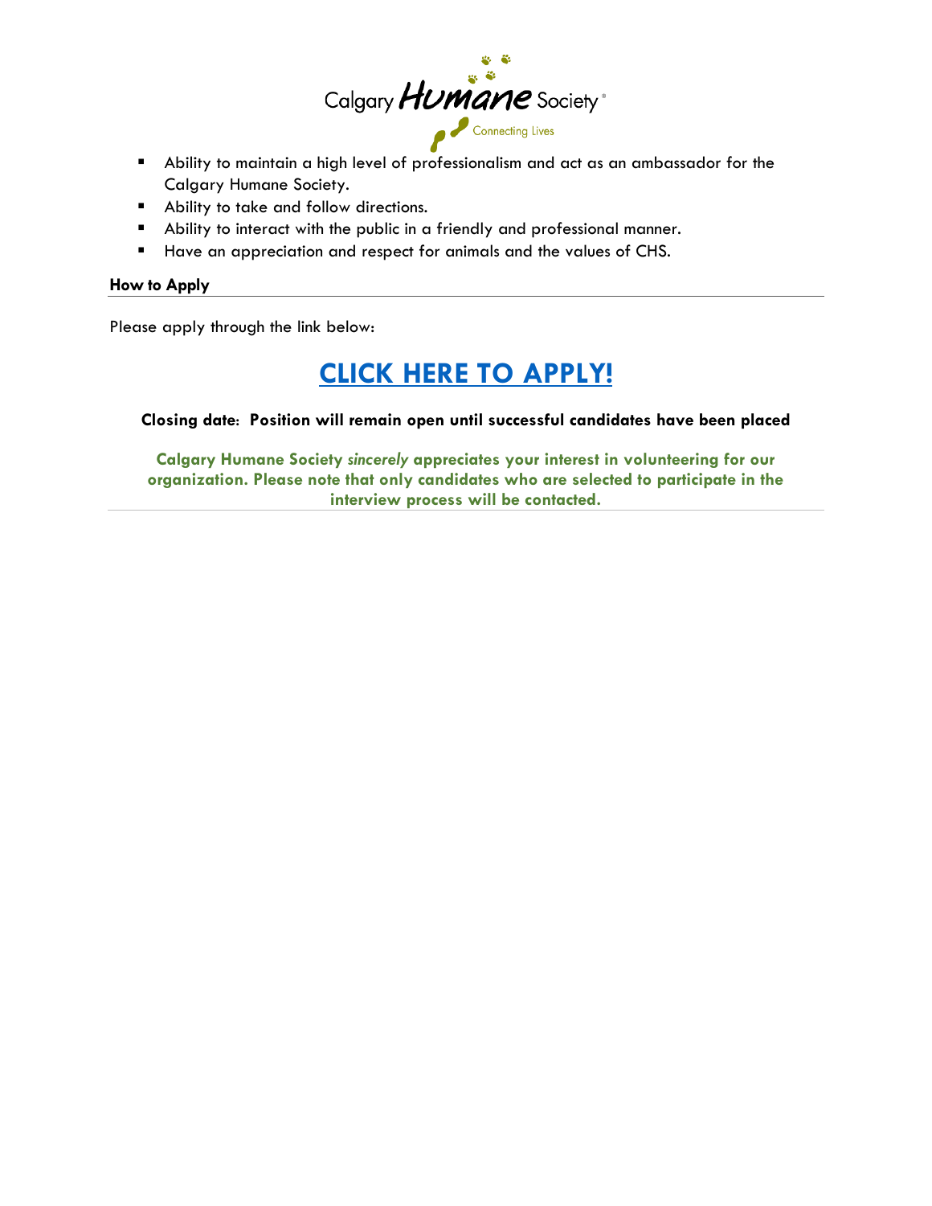- Ability to maintain a high level of professionalism and act as an ambassador for the Calgary Humane Society.
- Ability to take and follow directions.
- Ability to interact with the public in a friendly and professional manner.
- Have an appreciation and respect for animals and the values of CHS.

**How to Apply**

Please apply through the link below:

## CLICK HERE TO APPLY!

**Closing date: Position will remain open until successful candidates have been placed**

**Calgary Humane Society *sincerely* appreciates your interest in volunteering for our organization. Please note that only candidates who are selected to participate in the interview process will be contacted.**